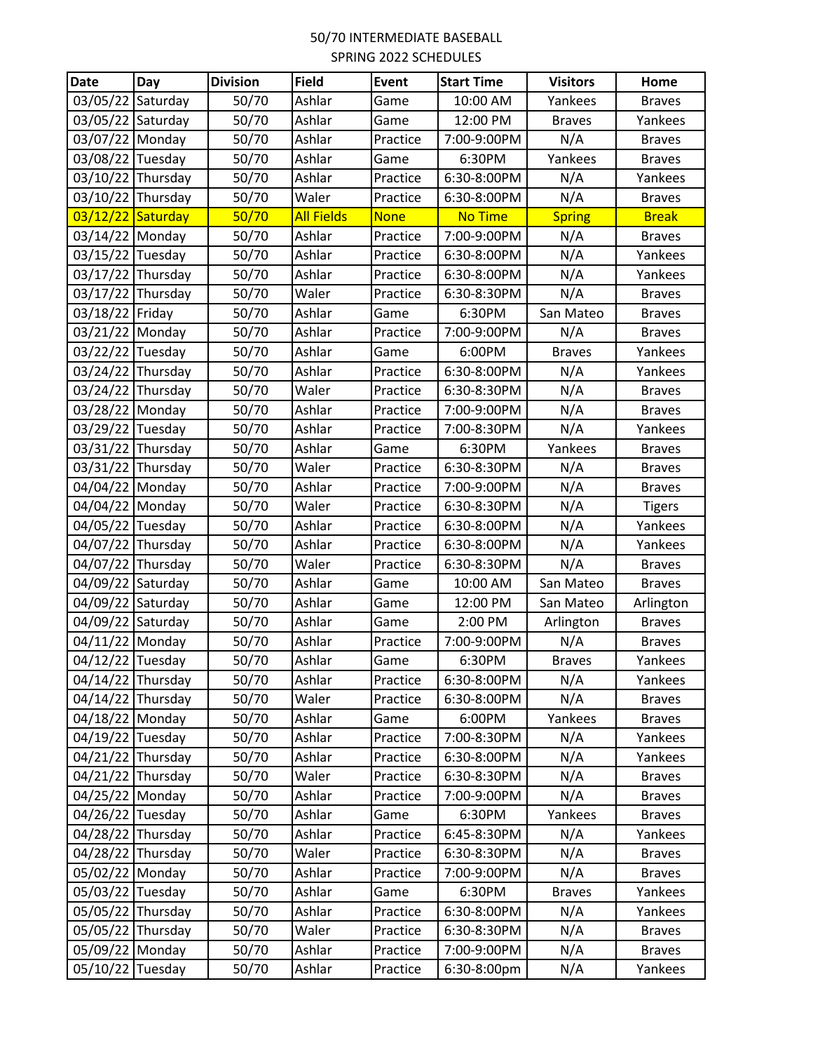# 50/70 INTERMEDIATE BASEBALL

## SPRING 2022 SCHEDULES

| Date | Day | Division | Field | Event | Start Time | Visitors | Home |
|---|---|---|---|---|---|---|---|
| 03/05/22 | Saturday | 50/70 | Ashlar | Game | 10:00 AM | Yankees | Braves |
| 03/05/22 | Saturday | 50/70 | Ashlar | Game | 12:00 PM | Braves | Yankees |
| 03/07/22 | Monday | 50/70 | Ashlar | Practice | 7:00-9:00PM | N/A | Braves |
| 03/08/22 | Tuesday | 50/70 | Ashlar | Game | 6:30PM | Yankees | Braves |
| 03/10/22 | Thursday | 50/70 | Ashlar | Practice | 6:30-8:00PM | N/A | Yankees |
| 03/10/22 | Thursday | 50/70 | Waler | Practice | 6:30-8:00PM | N/A | Braves |
| 03/12/22 | Saturday | 50/70 | All Fields | None | No Time | Spring | Break |
| 03/14/22 | Monday | 50/70 | Ashlar | Practice | 7:00-9:00PM | N/A | Braves |
| 03/15/22 | Tuesday | 50/70 | Ashlar | Practice | 6:30-8:00PM | N/A | Yankees |
| 03/17/22 | Thursday | 50/70 | Ashlar | Practice | 6:30-8:00PM | N/A | Yankees |
| 03/17/22 | Thursday | 50/70 | Waler | Practice | 6:30-8:30PM | N/A | Braves |
| 03/18/22 | Friday | 50/70 | Ashlar | Game | 6:30PM | San Mateo | Braves |
| 03/21/22 | Monday | 50/70 | Ashlar | Practice | 7:00-9:00PM | N/A | Braves |
| 03/22/22 | Tuesday | 50/70 | Ashlar | Game | 6:00PM | Braves | Yankees |
| 03/24/22 | Thursday | 50/70 | Ashlar | Practice | 6:30-8:00PM | N/A | Yankees |
| 03/24/22 | Thursday | 50/70 | Waler | Practice | 6:30-8:30PM | N/A | Braves |
| 03/28/22 | Monday | 50/70 | Ashlar | Practice | 7:00-9:00PM | N/A | Braves |
| 03/29/22 | Tuesday | 50/70 | Ashlar | Practice | 7:00-8:30PM | N/A | Yankees |
| 03/31/22 | Thursday | 50/70 | Ashlar | Game | 6:30PM | Yankees | Braves |
| 03/31/22 | Thursday | 50/70 | Waler | Practice | 6:30-8:30PM | N/A | Braves |
| 04/04/22 | Monday | 50/70 | Ashlar | Practice | 7:00-9:00PM | N/A | Braves |
| 04/04/22 | Monday | 50/70 | Waler | Practice | 6:30-8:30PM | N/A | Tigers |
| 04/05/22 | Tuesday | 50/70 | Ashlar | Practice | 6:30-8:00PM | N/A | Yankees |
| 04/07/22 | Thursday | 50/70 | Ashlar | Practice | 6:30-8:00PM | N/A | Yankees |
| 04/07/22 | Thursday | 50/70 | Waler | Practice | 6:30-8:30PM | N/A | Braves |
| 04/09/22 | Saturday | 50/70 | Ashlar | Game | 10:00 AM | San Mateo | Braves |
| 04/09/22 | Saturday | 50/70 | Ashlar | Game | 12:00 PM | San Mateo | Arlington |
| 04/09/22 | Saturday | 50/70 | Ashlar | Game | 2:00 PM | Arlington | Braves |
| 04/11/22 | Monday | 50/70 | Ashlar | Practice | 7:00-9:00PM | N/A | Braves |
| 04/12/22 | Tuesday | 50/70 | Ashlar | Game | 6:30PM | Braves | Yankees |
| 04/14/22 | Thursday | 50/70 | Ashlar | Practice | 6:30-8:00PM | N/A | Yankees |
| 04/14/22 | Thursday | 50/70 | Waler | Practice | 6:30-8:00PM | N/A | Braves |
| 04/18/22 | Monday | 50/70 | Ashlar | Game | 6:00PM | Yankees | Braves |
| 04/19/22 | Tuesday | 50/70 | Ashlar | Practice | 7:00-8:30PM | N/A | Yankees |
| 04/21/22 | Thursday | 50/70 | Ashlar | Practice | 6:30-8:00PM | N/A | Yankees |
| 04/21/22 | Thursday | 50/70 | Waler | Practice | 6:30-8:30PM | N/A | Braves |
| 04/25/22 | Monday | 50/70 | Ashlar | Practice | 7:00-9:00PM | N/A | Braves |
| 04/26/22 | Tuesday | 50/70 | Ashlar | Game | 6:30PM | Yankees | Braves |
| 04/28/22 | Thursday | 50/70 | Ashlar | Practice | 6:45-8:30PM | N/A | Yankees |
| 04/28/22 | Thursday | 50/70 | Waler | Practice | 6:30-8:30PM | N/A | Braves |
| 05/02/22 | Monday | 50/70 | Ashlar | Practice | 7:00-9:00PM | N/A | Braves |
| 05/03/22 | Tuesday | 50/70 | Ashlar | Game | 6:30PM | Braves | Yankees |
| 05/05/22 | Thursday | 50/70 | Ashlar | Practice | 6:30-8:00PM | N/A | Yankees |
| 05/05/22 | Thursday | 50/70 | Waler | Practice | 6:30-8:30PM | N/A | Braves |
| 05/09/22 | Monday | 50/70 | Ashlar | Practice | 7:00-9:00PM | N/A | Braves |
| 05/10/22 | Tuesday | 50/70 | Ashlar | Practice | 6:30-8:00pm | N/A | Yankees |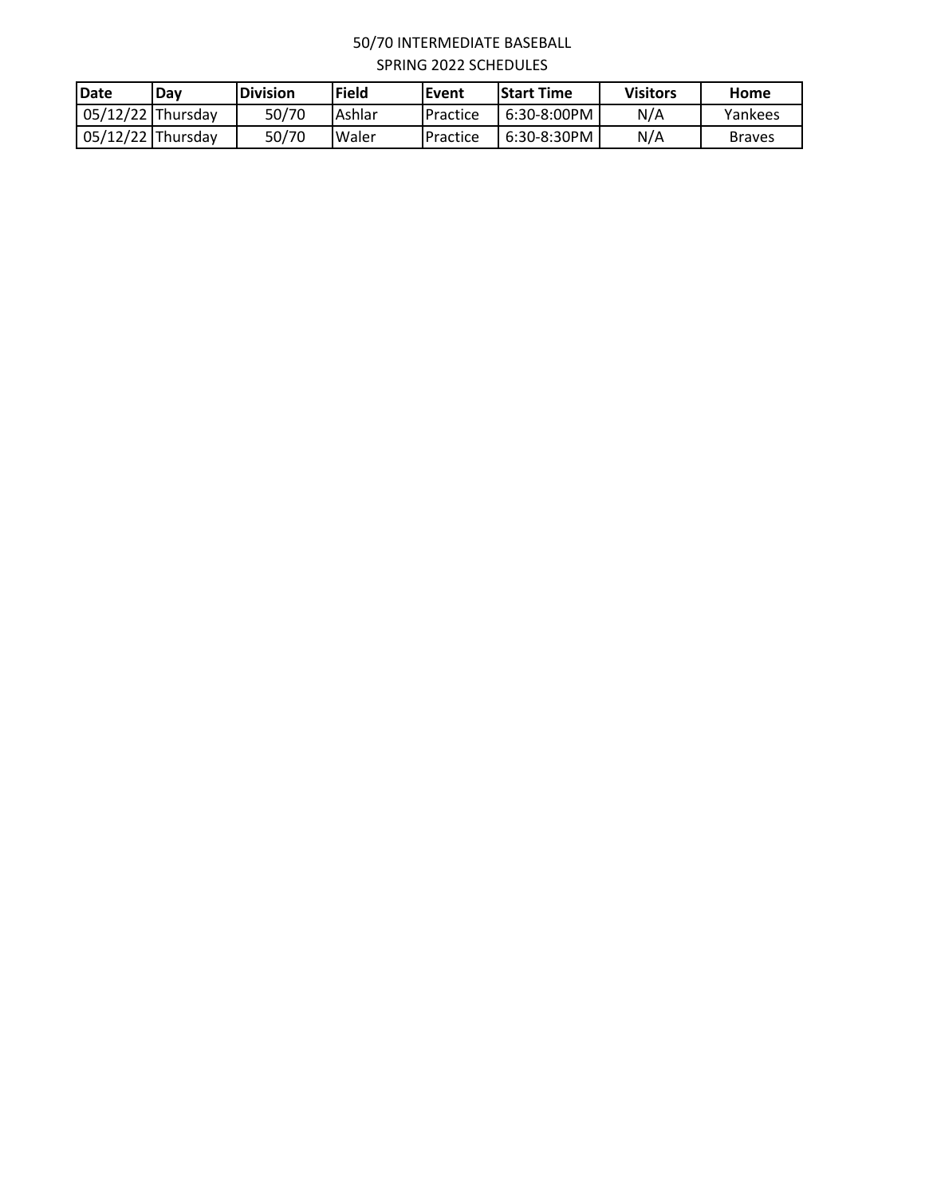50/70 INTERMEDIATE BASEBALL

SPRING 2022 SCHEDULES

| Date | Day | Division | Field | Event | Start Time | Visitors | Home |
|---|---|---|---|---|---|---|---|
| 05/12/22 | Thursday | 50/70 | Ashlar | Practice | 6:30-8:00PM | N/A | Yankees |
| 05/12/22 | Thursday | 50/70 | Waler | Practice | 6:30-8:30PM | N/A | Braves |